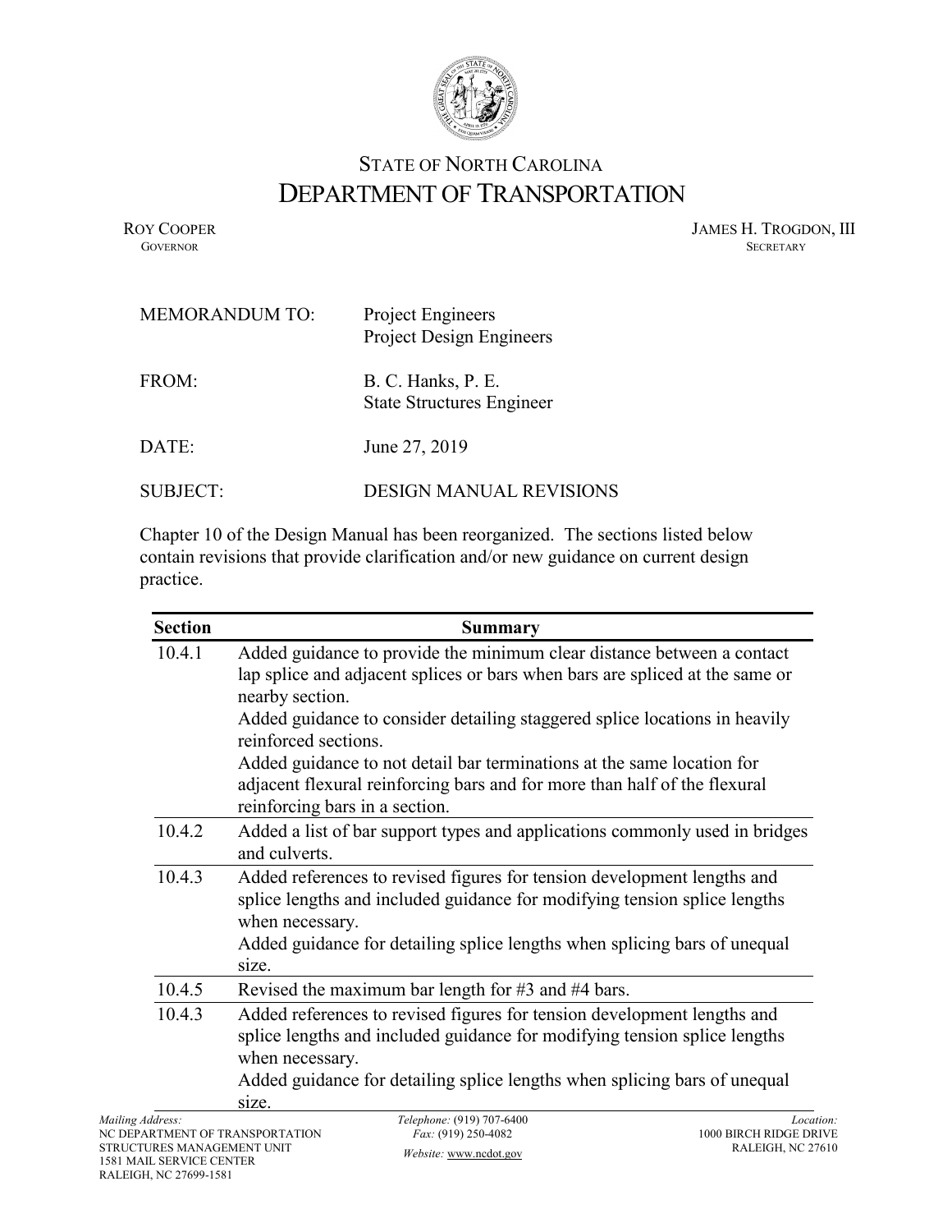# STATE OF NORTH CAROLINA
# DEPARTMENT OF TRANSPORTATION

ROY COOPER
GOVERNOR

JAMES H. TROGDON, III
SECRETARY

MEMORANDUM TO: Project Engineers
Project Design Engineers

FROM: B. C. Hanks, P. E.
State Structures Engineer

DATE: June 27, 2019

SUBJECT: DESIGN MANUAL REVISIONS

Chapter 10 of the Design Manual has been reorganized. The sections listed below contain revisions that provide clarification and/or new guidance on current design practice.

| Section | Summary |
|---|---|
| 10.4.1 | Added guidance to provide the minimum clear distance between a contact lap splice and adjacent splices or bars when bars are spliced at the same or nearby section.<br>Added guidance to consider detailing staggered splice locations in heavily reinforced sections.<br>Added guidance to not detail bar terminations at the same location for adjacent flexural reinforcing bars and for more than half of the flexural reinforcing bars in a section. |
| 10.4.2 | Added a list of bar support types and applications commonly used in bridges and culverts. |
| 10.4.3 | Added references to revised figures for tension development lengths and splice lengths and included guidance for modifying tension splice lengths when necessary.<br>Added guidance for detailing splice lengths when splicing bars of unequal size. |
| 10.4.5 | Revised the maximum bar length for #3 and #4 bars. |
| 10.4.3 | Added references to revised figures for tension development lengths and splice lengths and included guidance for modifying tension splice lengths when necessary.<br>Added guidance for detailing splice lengths when splicing bars of unequal size. |

*Mailing Address:*
NC DEPARTMENT OF TRANSPORTATION
STRUCTURES MANAGEMENT UNIT
1581 MAIL SERVICE CENTER
RALEIGH, NC 27699-1581

*Telephone:* (919) 707-6400
*Fax:* (919) 250-4082
*Website:* www.ncdot.gov

*Location:*
1000 BIRCH RIDGE DRIVE
RALEIGH, NC 27610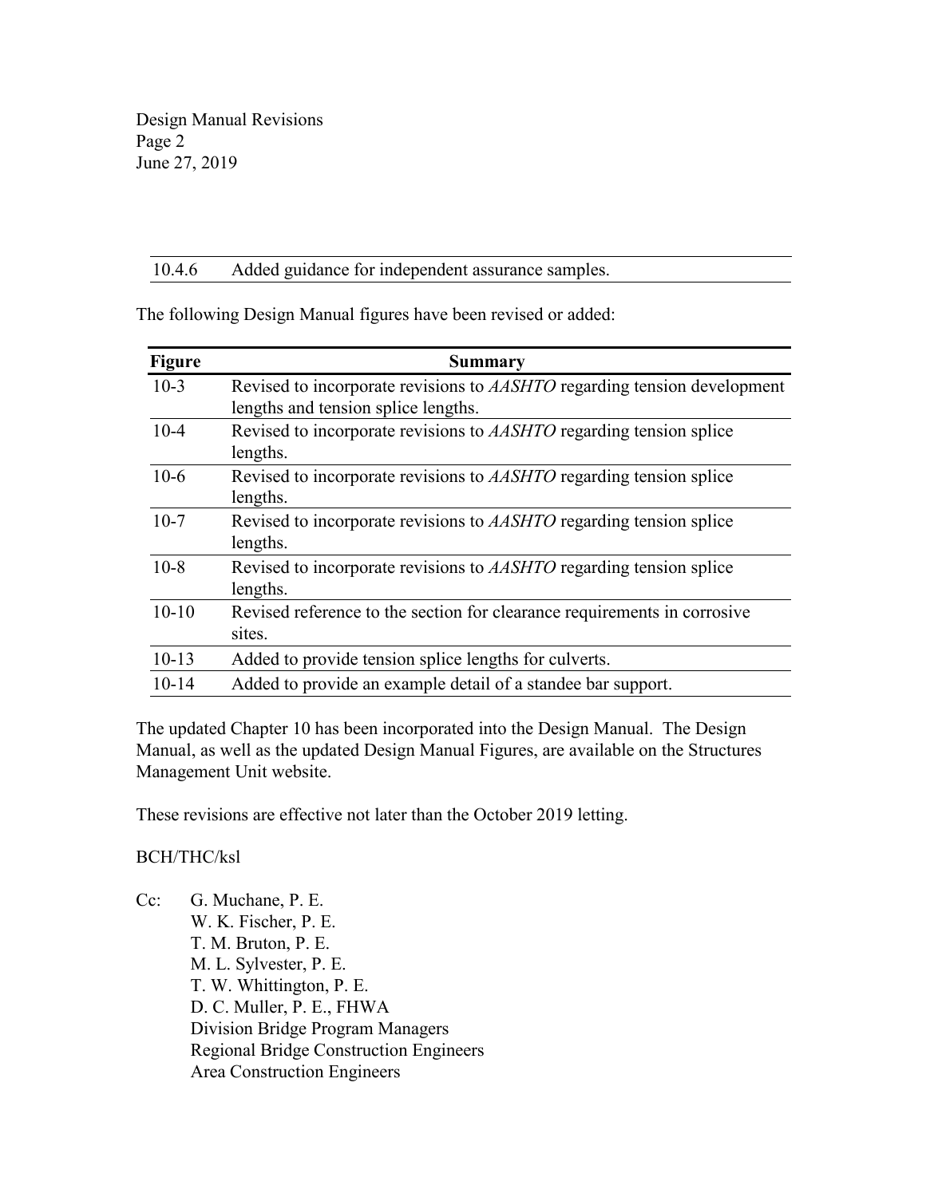| | |
|---|---|
| 10.4.6 | Added guidance for independent assurance samples. |

The following Design Manual figures have been revised or added:

| Figure | Summary |
|---|---|
| 10-3 | Revised to incorporate revisions to *AASHTO* regarding tension development lengths and tension splice lengths. |
| 10-4 | Revised to incorporate revisions to *AASHTO* regarding tension splice lengths. |
| 10-6 | Revised to incorporate revisions to *AASHTO* regarding tension splice lengths. |
| 10-7 | Revised to incorporate revisions to *AASHTO* regarding tension splice lengths. |
| 10-8 | Revised to incorporate revisions to *AASHTO* regarding tension splice lengths. |
| 10-10 | Revised reference to the section for clearance requirements in corrosive sites. |
| 10-13 | Added to provide tension splice lengths for culverts. |
| 10-14 | Added to provide an example detail of a standee bar support. |

The updated Chapter 10 has been incorporated into the Design Manual. The Design Manual, as well as the updated Design Manual Figures, are available on the Structures Management Unit website.

These revisions are effective not later than the October 2019 letting.

BCH/THC/ksl

Cc: G. Muchane, P. E.
W. K. Fischer, P. E.
T. M. Bruton, P. E.
M. L. Sylvester, P. E.
T. W. Whittington, P. E.
D. C. Muller, P. E., FHWA
Division Bridge Program Managers
Regional Bridge Construction Engineers
Area Construction Engineers